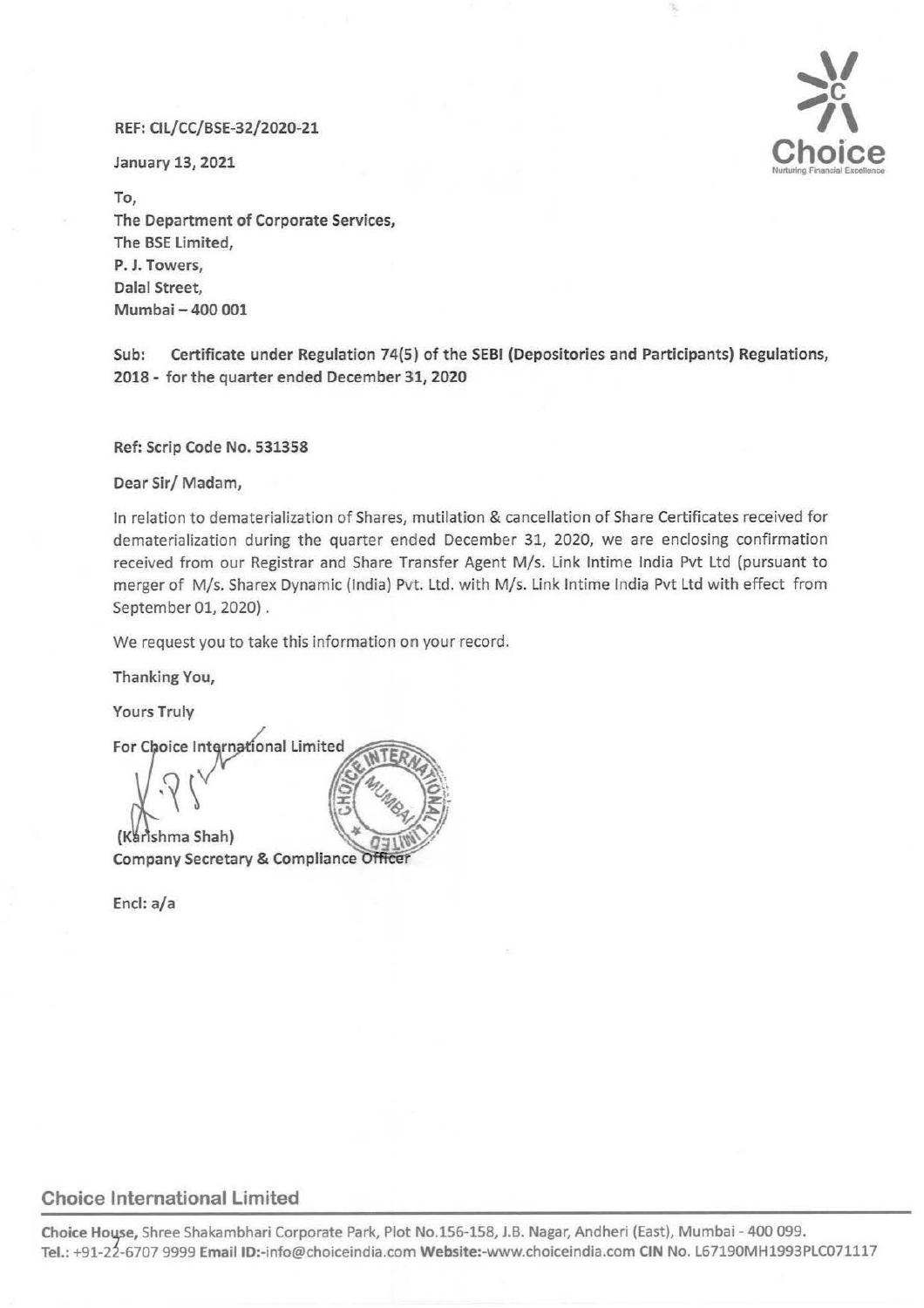REF: CIL/CC/BSE-32/2020-21

January 13, 2021

To,
The Department of Corporate Services,
The BSE Limited,
P. J. Towers,
Dalal Street,
Mumbai – 400 001

**Sub: Certificate under Regulation 74(5) of the SEBI (Depositories and Participants) Regulations, 2018 - for the quarter ended December 31, 2020**

**Ref: Scrip Code No. 531358**

Dear Sir/ Madam,

In relation to dematerialization of Shares, mutilation & cancellation of Share Certificates received for dematerialization during the quarter ended December 31, 2020, we are enclosing confirmation received from our Registrar and Share Transfer Agent M/s. Link Intime India Pvt Ltd (pursuant to merger of M/s. Sharex Dynamic (India) Pvt. Ltd. with M/s. Link Intime India Pvt Ltd with effect from September 01, 2020) .

We request you to take this information on your record.

Thanking You,

Yours Truly

For Choice International Limited

(Karishma Shah)
Company Secretary & Compliance Officer

Encl: a/a

**Choice International Limited**

**Choice House,** Shree Shakambhari Corporate Park, Plot No.156-158, J.B. Nagar, Andheri (East), Mumbai - 400 099.
**Tel.:** +91-22-6707 9999 **Email ID:**-info@choiceindia.com **Website:**-www.choiceindia.com **CIN** No. L67190MH1993PLC071117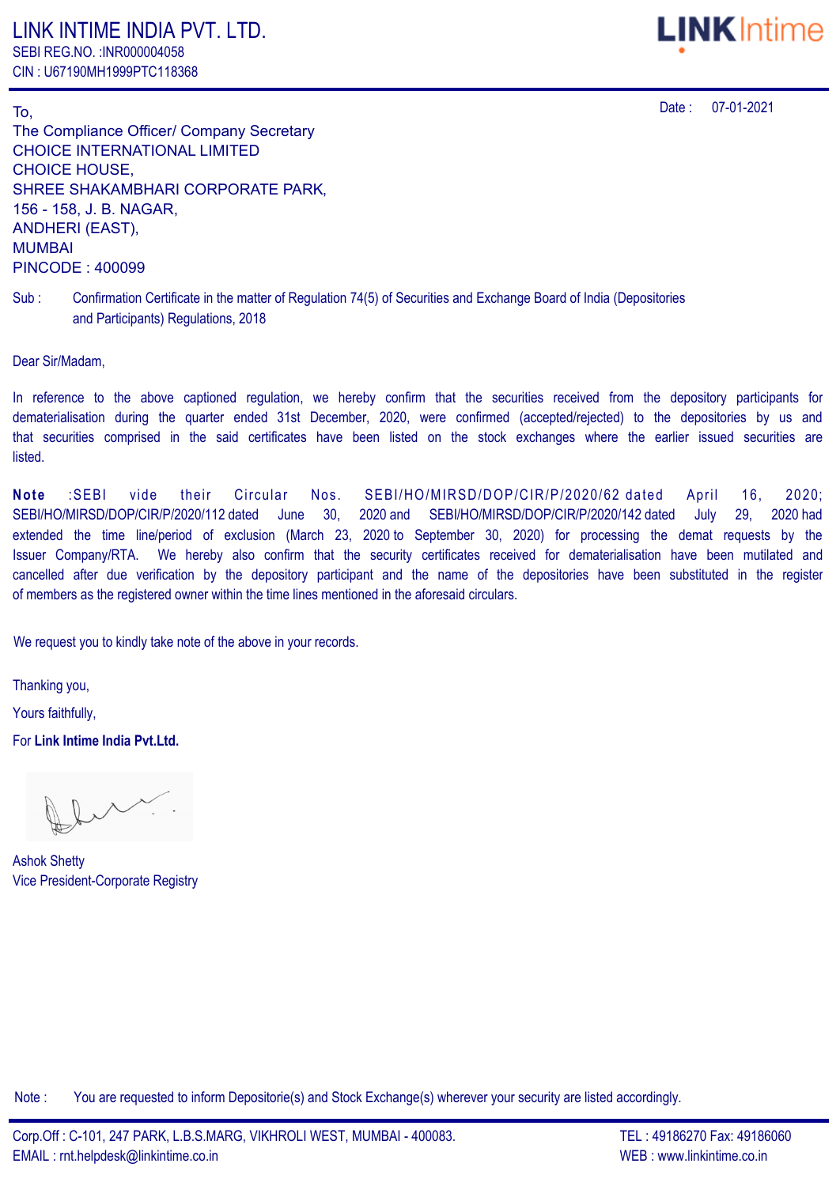# LINK INTIME INDIA PVT. LTD.

SEBI REG.NO. :INR000004058
CIN : U67190MH1999PTC118368

LINK Intime

To,

Date : 07-01-2021

The Compliance Officer/ Company Secretary
CHOICE INTERNATIONAL LIMITED
CHOICE HOUSE,
SHREE SHAKAMBHARI CORPORATE PARK,
156 - 158, J. B. NAGAR,
ANDHERI (EAST),
MUMBAI
PINCODE : 400099

Sub : Confirmation Certificate in the matter of Regulation 74(5) of Securities and Exchange Board of India (Depositories and Participants) Regulations, 2018

Dear Sir/Madam,

In reference to the above captioned regulation, we hereby confirm that the securities received from the depository participants for dematerialisation during the quarter ended 31st December, 2020, were confirmed (accepted/rejected) to the depositories by us and that securities comprised in the said certificates have been listed on the stock exchanges where the earlier issued securities are listed.

**Note** :SEBI vide their Circular Nos. SEBI/HO/MIRSD/DOP/CIR/P/2020/62 dated April 16, 2020; SEBI/HO/MIRSD/DOP/CIR/P/2020/112 dated June 30, 2020 and SEBI/HO/MIRSD/DOP/CIR/P/2020/142 dated July 29, 2020 had extended the time line/period of exclusion (March 23, 2020 to September 30, 2020) for processing the demat requests by the Issuer Company/RTA. We hereby also confirm that the security certificates received for dematerialisation have been mutilated and cancelled after due verification by the depository participant and the name of the depositories have been substituted in the register of members as the registered owner within the time lines mentioned in the aforesaid circulars.

We request you to kindly take note of the above in your records.

Thanking you,

Yours faithfully,

For **Link Intime India Pvt.Ltd.**

Ashok Shetty
Vice President-Corporate Registry

Note : You are requested to inform Depositorie(s) and Stock Exchange(s) wherever your security are listed accordingly.

Corp.Off : C-101, 247 PARK, L.B.S.MARG, VIKHROLI WEST, MUMBAI - 400083.
EMAIL : rnt.helpdesk@linkintime.co.in
TEL : 49186270 Fax: 49186060
WEB : www.linkintime.co.in